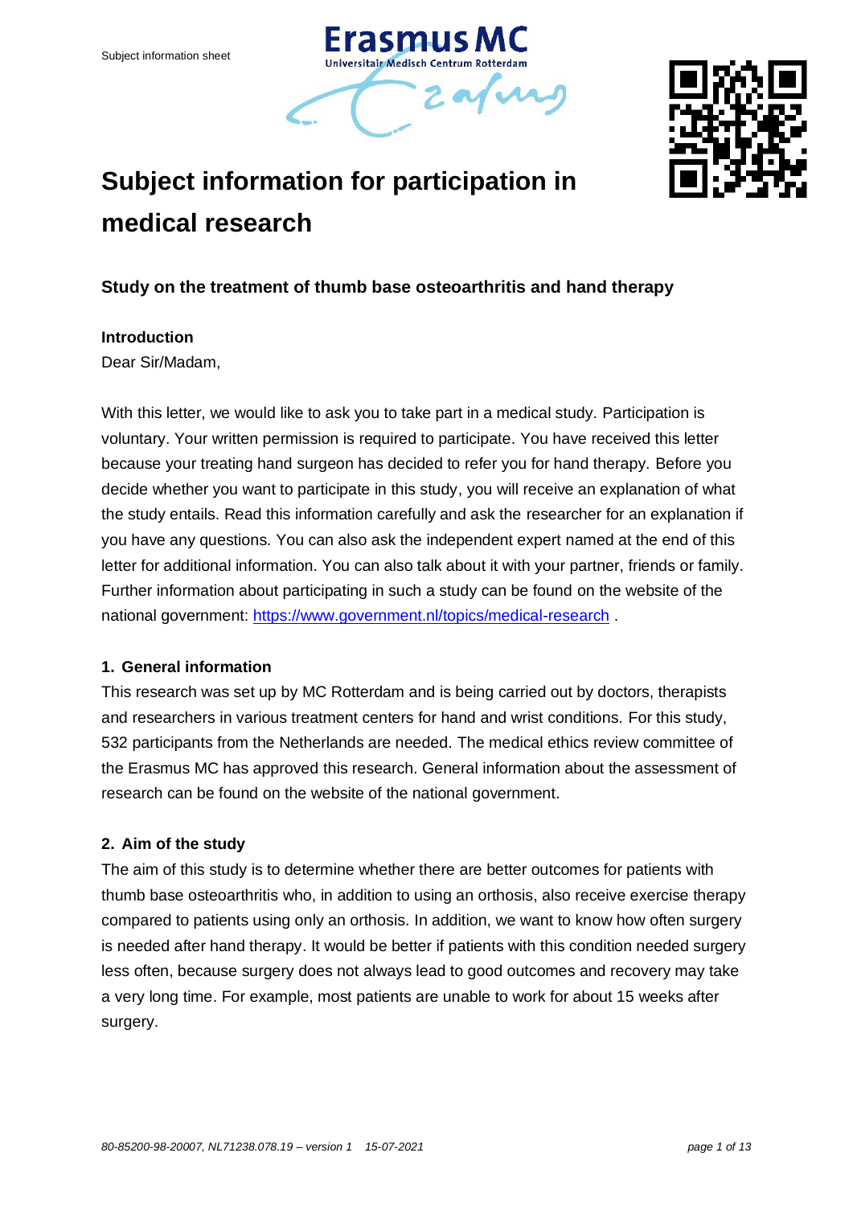# Subject information for participation in medical research

## Study on the treatment of thumb base osteoarthritis and hand therapy

### Introduction

Dear Sir/Madam,

With this letter, we would like to ask you to take part in a medical study. Participation is voluntary. Your written permission is required to participate. You have received this letter because your treating hand surgeon has decided to refer you for hand therapy. Before you decide whether you want to participate in this study, you will receive an explanation of what the study entails. Read this information carefully and ask the researcher for an explanation if you have any questions. You can also ask the independent expert named at the end of this letter for additional information. You can also talk about it with your partner, friends or family. Further information about participating in such a study can be found on the website of the national government: https://www.government.nl/topics/medical-research .

### 1. General information

This research was set up by MC Rotterdam and is being carried out by doctors, therapists and researchers in various treatment centers for hand and wrist conditions. For this study, 532 participants from the Netherlands are needed. The medical ethics review committee of the Erasmus MC has approved this research. General information about the assessment of research can be found on the website of the national government.

### 2. Aim of the study

The aim of this study is to determine whether there are better outcomes for patients with thumb base osteoarthritis who, in addition to using an orthosis, also receive exercise therapy compared to patients using only an orthosis. In addition, we want to know how often surgery is needed after hand therapy. It would be better if patients with this condition needed surgery less often, because surgery does not always lead to good outcomes and recovery may take a very long time. For example, most patients are unable to work for about 15 weeks after surgery.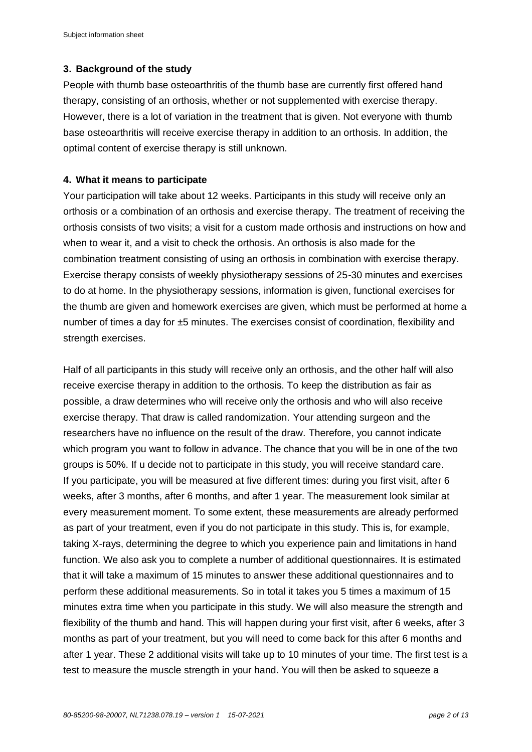## 3. Background of the study

People with thumb base osteoarthritis of the thumb base are currently first offered hand therapy, consisting of an orthosis, whether or not supplemented with exercise therapy. However, there is a lot of variation in the treatment that is given. Not everyone with thumb base osteoarthritis will receive exercise therapy in addition to an orthosis. In addition, the optimal content of exercise therapy is still unknown.

## 4. What it means to participate

Your participation will take about 12 weeks. Participants in this study will receive only an orthosis or a combination of an orthosis and exercise therapy. The treatment of receiving the orthosis consists of two visits; a visit for a custom made orthosis and instructions on how and when to wear it, and a visit to check the orthosis. An orthosis is also made for the combination treatment consisting of using an orthosis in combination with exercise therapy. Exercise therapy consists of weekly physiotherapy sessions of 25-30 minutes and exercises to do at home. In the physiotherapy sessions, information is given, functional exercises for the thumb are given and homework exercises are given, which must be performed at home a number of times a day for ±5 minutes. The exercises consist of coordination, flexibility and strength exercises.

Half of all participants in this study will receive only an orthosis, and the other half will also receive exercise therapy in addition to the orthosis. To keep the distribution as fair as possible, a draw determines who will receive only the orthosis and who will also receive exercise therapy. That draw is called randomization. Your attending surgeon and the researchers have no influence on the result of the draw. Therefore, you cannot indicate which program you want to follow in advance. The chance that you will be in one of the two groups is 50%. If u decide not to participate in this study, you will receive standard care. If you participate, you will be measured at five different times: during you first visit, after 6 weeks, after 3 months, after 6 months, and after 1 year. The measurement look similar at every measurement moment. To some extent, these measurements are already performed as part of your treatment, even if you do not participate in this study. This is, for example, taking X-rays, determining the degree to which you experience pain and limitations in hand function. We also ask you to complete a number of additional questionnaires. It is estimated that it will take a maximum of 15 minutes to answer these additional questionnaires and to perform these additional measurements. So in total it takes you 5 times a maximum of 15 minutes extra time when you participate in this study. We will also measure the strength and flexibility of the thumb and hand. This will happen during your first visit, after 6 weeks, after 3 months as part of your treatment, but you will need to come back for this after 6 months and after 1 year. These 2 additional visits will take up to 10 minutes of your time. The first test is a test to measure the muscle strength in your hand. You will then be asked to squeeze a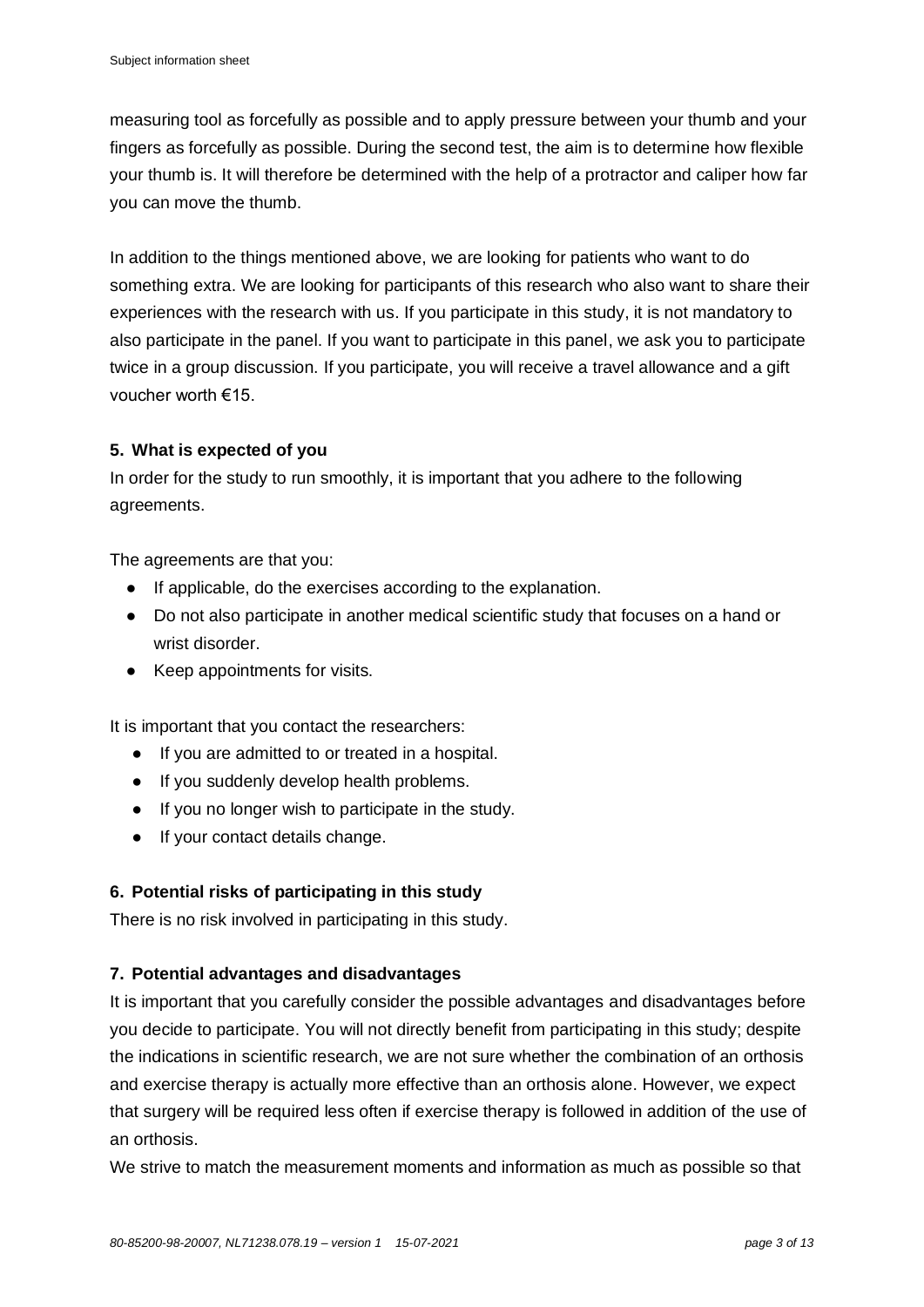measuring tool as forcefully as possible and to apply pressure between your thumb and your fingers as forcefully as possible. During the second test, the aim is to determine how flexible your thumb is. It will therefore be determined with the help of a protractor and caliper how far you can move the thumb.

In addition to the things mentioned above, we are looking for patients who want to do something extra. We are looking for participants of this research who also want to share their experiences with the research with us. If you participate in this study, it is not mandatory to also participate in the panel. If you want to participate in this panel, we ask you to participate twice in a group discussion. If you participate, you will receive a travel allowance and a gift voucher worth €15.

## 5. What is expected of you

In order for the study to run smoothly, it is important that you adhere to the following agreements.

The agreements are that you:

- If applicable, do the exercises according to the explanation.
- Do not also participate in another medical scientific study that focuses on a hand or wrist disorder.
- Keep appointments for visits.

It is important that you contact the researchers:

- If you are admitted to or treated in a hospital.
- If you suddenly develop health problems.
- If you no longer wish to participate in the study.
- If your contact details change.

## 6. Potential risks of participating in this study

There is no risk involved in participating in this study.

## 7. Potential advantages and disadvantages

It is important that you carefully consider the possible advantages and disadvantages before you decide to participate. You will not directly benefit from participating in this study; despite the indications in scientific research, we are not sure whether the combination of an orthosis and exercise therapy is actually more effective than an orthosis alone. However, we expect that surgery will be required less often if exercise therapy is followed in addition of the use of an orthosis.

We strive to match the measurement moments and information as much as possible so that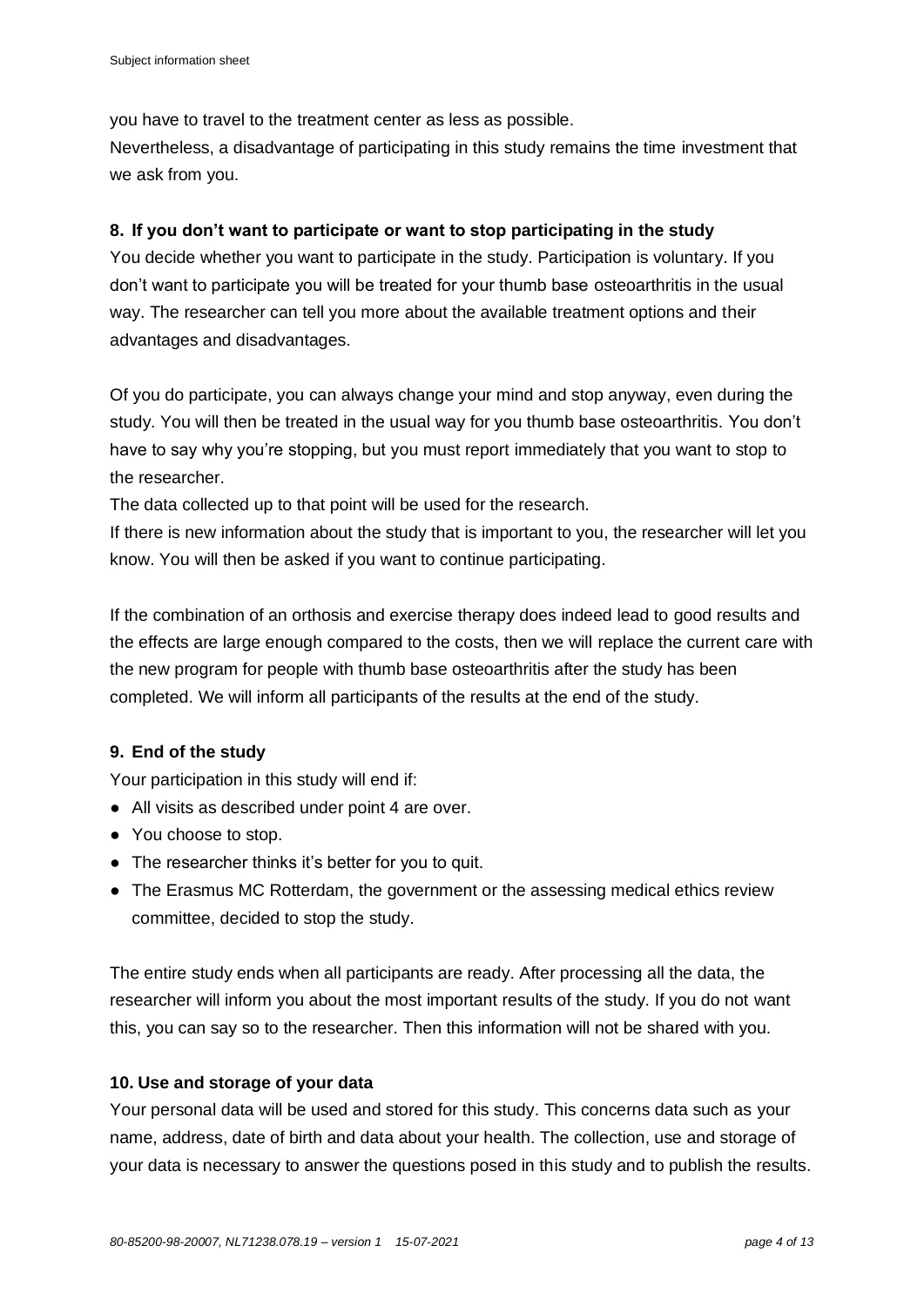you have to travel to the treatment center as less as possible.
Nevertheless, a disadvantage of participating in this study remains the time investment that we ask from you.

### 8. If you don't want to participate or want to stop participating in the study

You decide whether you want to participate in the study. Participation is voluntary. If you don't want to participate you will be treated for your thumb base osteoarthritis in the usual way. The researcher can tell you more about the available treatment options and their advantages and disadvantages.

Of you do participate, you can always change your mind and stop anyway, even during the study. You will then be treated in the usual way for you thumb base osteoarthritis. You don't have to say why you're stopping, but you must report immediately that you want to stop to the researcher.
The data collected up to that point will be used for the research.
If there is new information about the study that is important to you, the researcher will let you know. You will then be asked if you want to continue participating.

If the combination of an orthosis and exercise therapy does indeed lead to good results and the effects are large enough compared to the costs, then we will replace the current care with the new program for people with thumb base osteoarthritis after the study has been completed. We will inform all participants of the results at the end of the study.

### 9. End of the study

Your participation in this study will end if:

- All visits as described under point 4 are over.
- You choose to stop.
- The researcher thinks it's better for you to quit.
- The Erasmus MC Rotterdam, the government or the assessing medical ethics review committee, decided to stop the study.

The entire study ends when all participants are ready. After processing all the data, the researcher will inform you about the most important results of the study. If you do not want this, you can say so to the researcher. Then this information will not be shared with you.

### 10. Use and storage of your data

Your personal data will be used and stored for this study. This concerns data such as your name, address, date of birth and data about your health. The collection, use and storage of your data is necessary to answer the questions posed in this study and to publish the results.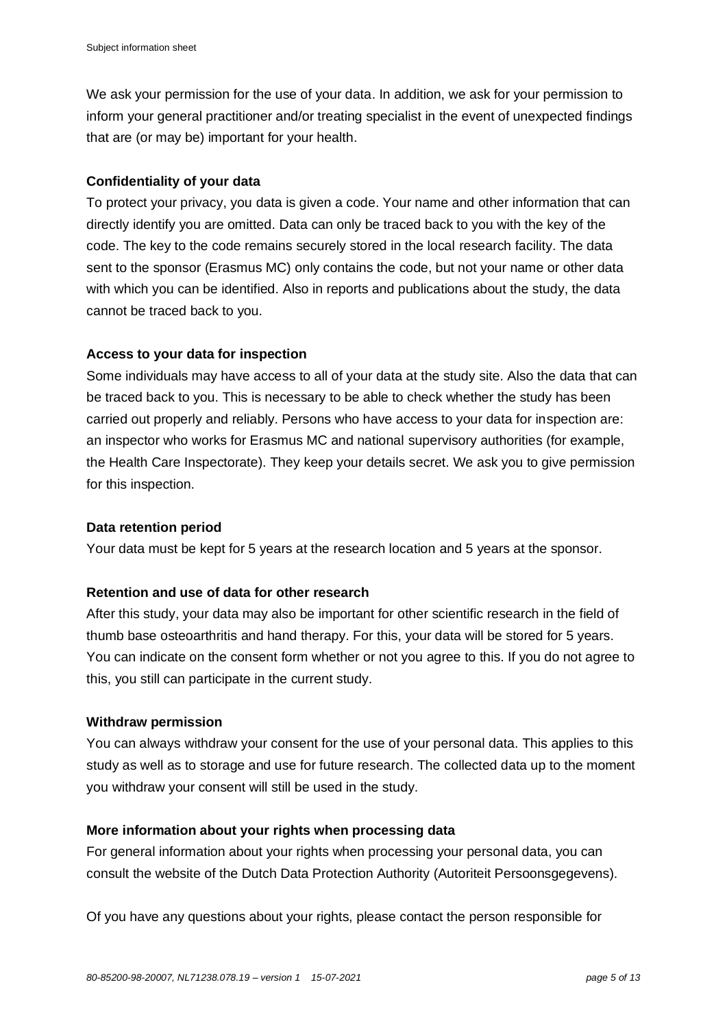We ask your permission for the use of your data. In addition, we ask for your permission to inform your general practitioner and/or treating specialist in the event of unexpected findings that are (or may be) important for your health.

**Confidentiality of your data**

To protect your privacy, you data is given a code. Your name and other information that can directly identify you are omitted. Data can only be traced back to you with the key of the code. The key to the code remains securely stored in the local research facility. The data sent to the sponsor (Erasmus MC) only contains the code, but not your name or other data with which you can be identified. Also in reports and publications about the study, the data cannot be traced back to you.

**Access to your data for inspection**

Some individuals may have access to all of your data at the study site. Also the data that can be traced back to you. This is necessary to be able to check whether the study has been carried out properly and reliably. Persons who have access to your data for inspection are: an inspector who works for Erasmus MC and national supervisory authorities (for example, the Health Care Inspectorate). They keep your details secret. We ask you to give permission for this inspection.

**Data retention period**

Your data must be kept for 5 years at the research location and 5 years at the sponsor.

**Retention and use of data for other research**

After this study, your data may also be important for other scientific research in the field of thumb base osteoarthritis and hand therapy. For this, your data will be stored for 5 years. You can indicate on the consent form whether or not you agree to this. If you do not agree to this, you still can participate in the current study.

**Withdraw permission**

You can always withdraw your consent for the use of your personal data. This applies to this study as well as to storage and use for future research. The collected data up to the moment you withdraw your consent will still be used in the study.

**More information about your rights when processing data**

For general information about your rights when processing your personal data, you can consult the website of the Dutch Data Protection Authority (Autoriteit Persoonsgegevens).

Of you have any questions about your rights, please contact the person responsible for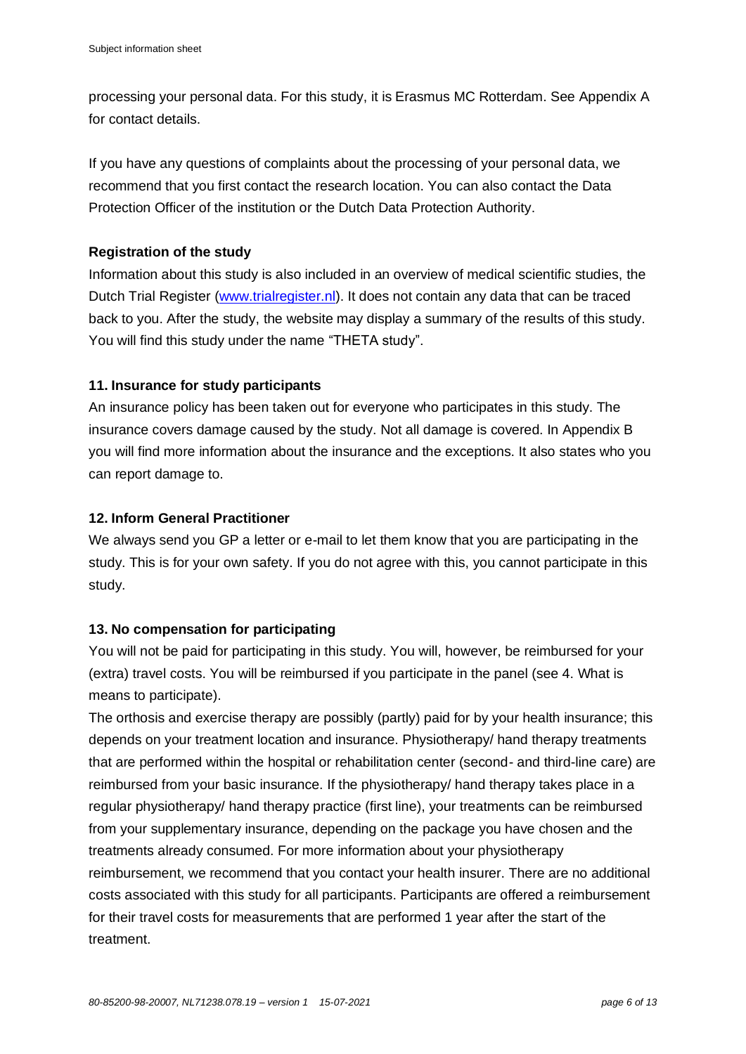processing your personal data. For this study, it is Erasmus MC Rotterdam. See Appendix A for contact details.

If you have any questions of complaints about the processing of your personal data, we recommend that you first contact the research location. You can also contact the Data Protection Officer of the institution or the Dutch Data Protection Authority.

**Registration of the study**

Information about this study is also included in an overview of medical scientific studies, the Dutch Trial Register (www.trialregister.nl). It does not contain any data that can be traced back to you. After the study, the website may display a summary of the results of this study. You will find this study under the name "THETA study".

### 11. Insurance for study participants

An insurance policy has been taken out for everyone who participates in this study. The insurance covers damage caused by the study. Not all damage is covered. In Appendix B you will find more information about the insurance and the exceptions. It also states who you can report damage to.

### 12. Inform General Practitioner

We always send you GP a letter or e-mail to let them know that you are participating in the study. This is for your own safety. If you do not agree with this, you cannot participate in this study.

### 13. No compensation for participating

You will not be paid for participating in this study. You will, however, be reimbursed for your (extra) travel costs. You will be reimbursed if you participate in the panel (see 4. What is means to participate).

The orthosis and exercise therapy are possibly (partly) paid for by your health insurance; this depends on your treatment location and insurance. Physiotherapy/ hand therapy treatments that are performed within the hospital or rehabilitation center (second- and third-line care) are reimbursed from your basic insurance. If the physiotherapy/ hand therapy takes place in a regular physiotherapy/ hand therapy practice (first line), your treatments can be reimbursed from your supplementary insurance, depending on the package you have chosen and the treatments already consumed. For more information about your physiotherapy reimbursement, we recommend that you contact your health insurer. There are no additional costs associated with this study for all participants. Participants are offered a reimbursement for their travel costs for measurements that are performed 1 year after the start of the treatment.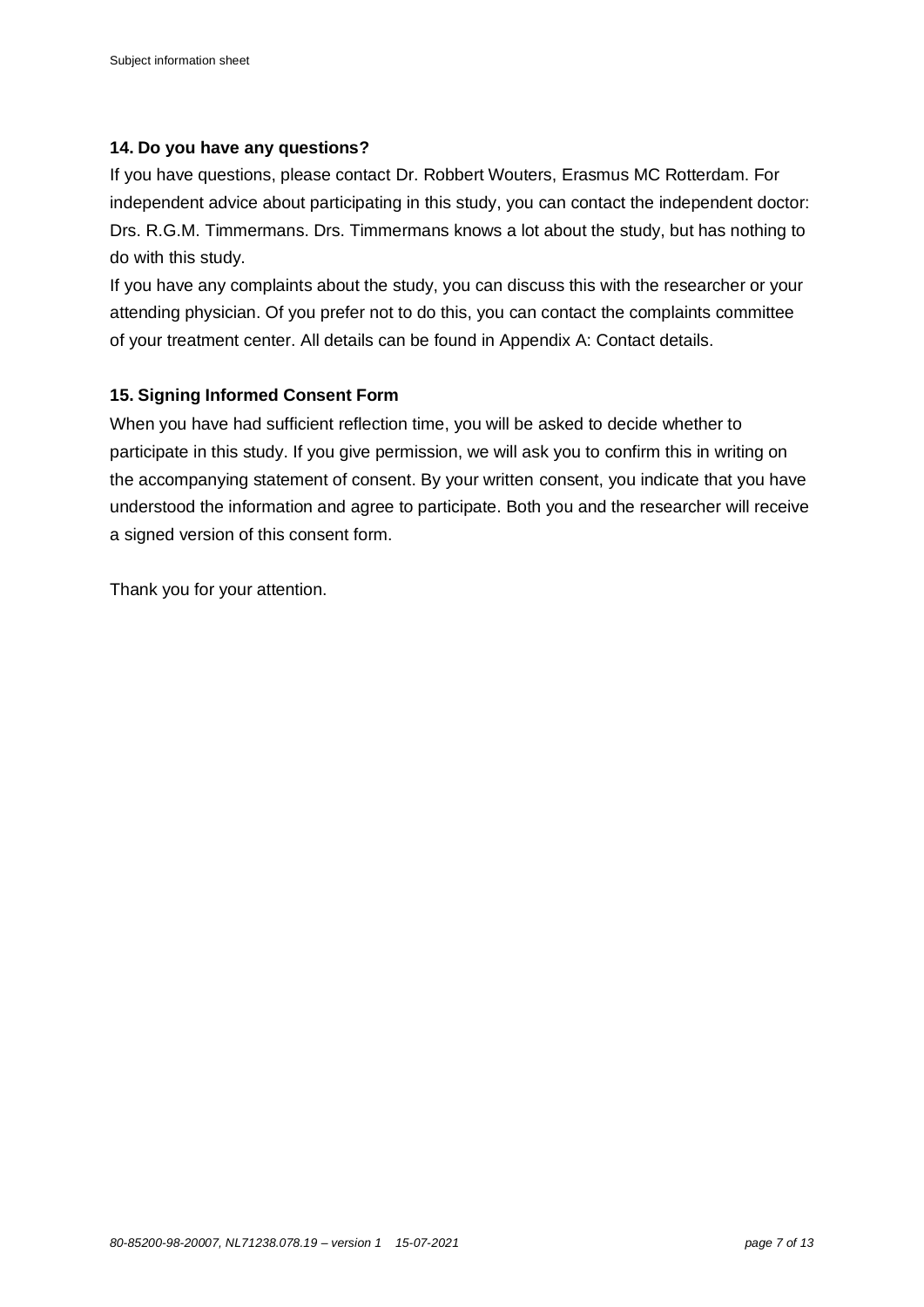## 14. Do you have any questions?

If you have questions, please contact Dr. Robbert Wouters, Erasmus MC Rotterdam. For independent advice about participating in this study, you can contact the independent doctor: Drs. R.G.M. Timmermans. Drs. Timmermans knows a lot about the study, but has nothing to do with this study.

If you have any complaints about the study, you can discuss this with the researcher or your attending physician. Of you prefer not to do this, you can contact the complaints committee of your treatment center. All details can be found in Appendix A: Contact details.

## 15. Signing Informed Consent Form

When you have had sufficient reflection time, you will be asked to decide whether to participate in this study. If you give permission, we will ask you to confirm this in writing on the accompanying statement of consent. By your written consent, you indicate that you have understood the information and agree to participate. Both you and the researcher will receive a signed version of this consent form.

Thank you for your attention.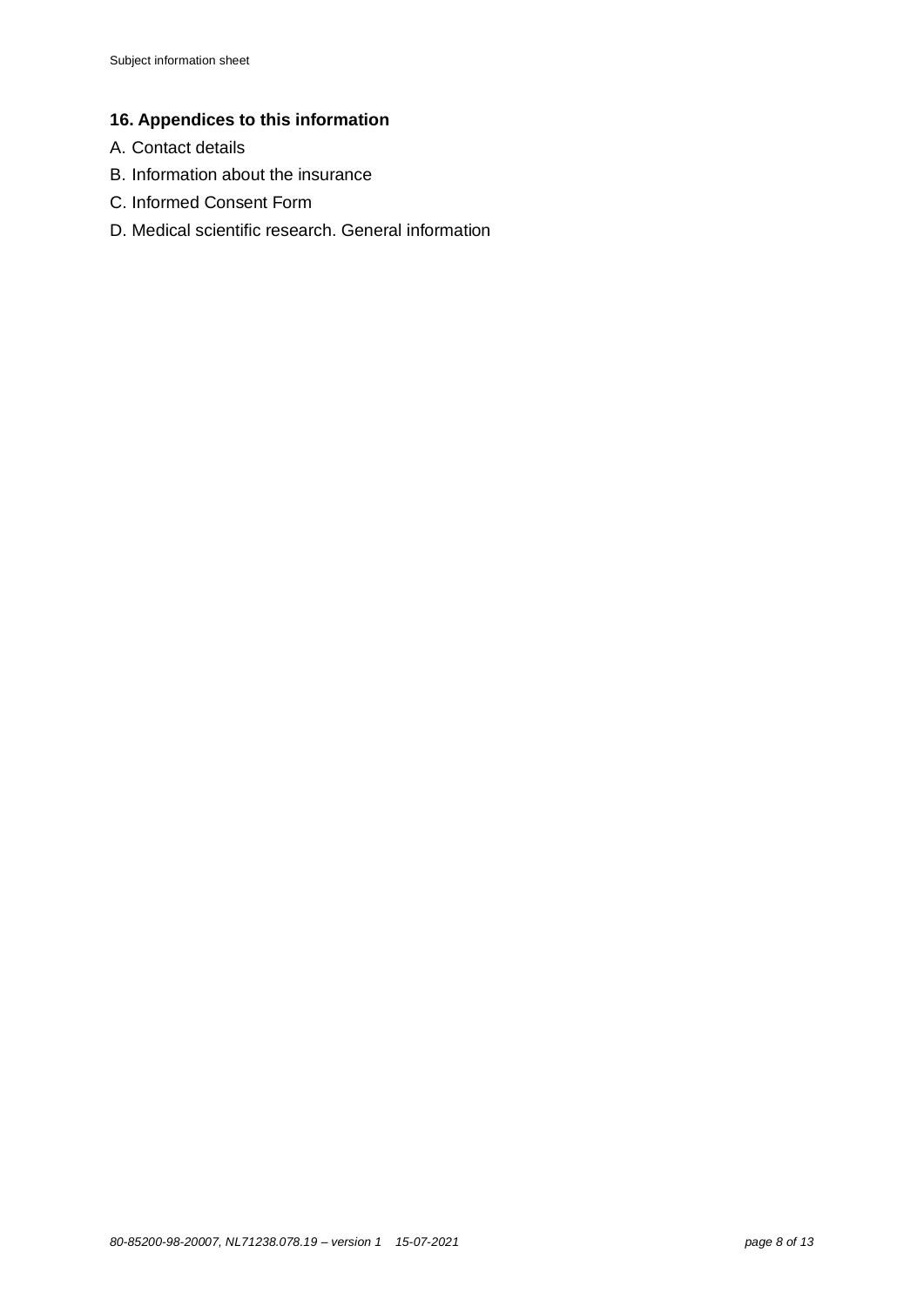## 16. Appendices to this information

A. Contact details

B. Information about the insurance

C. Informed Consent Form

D. Medical scientific research. General information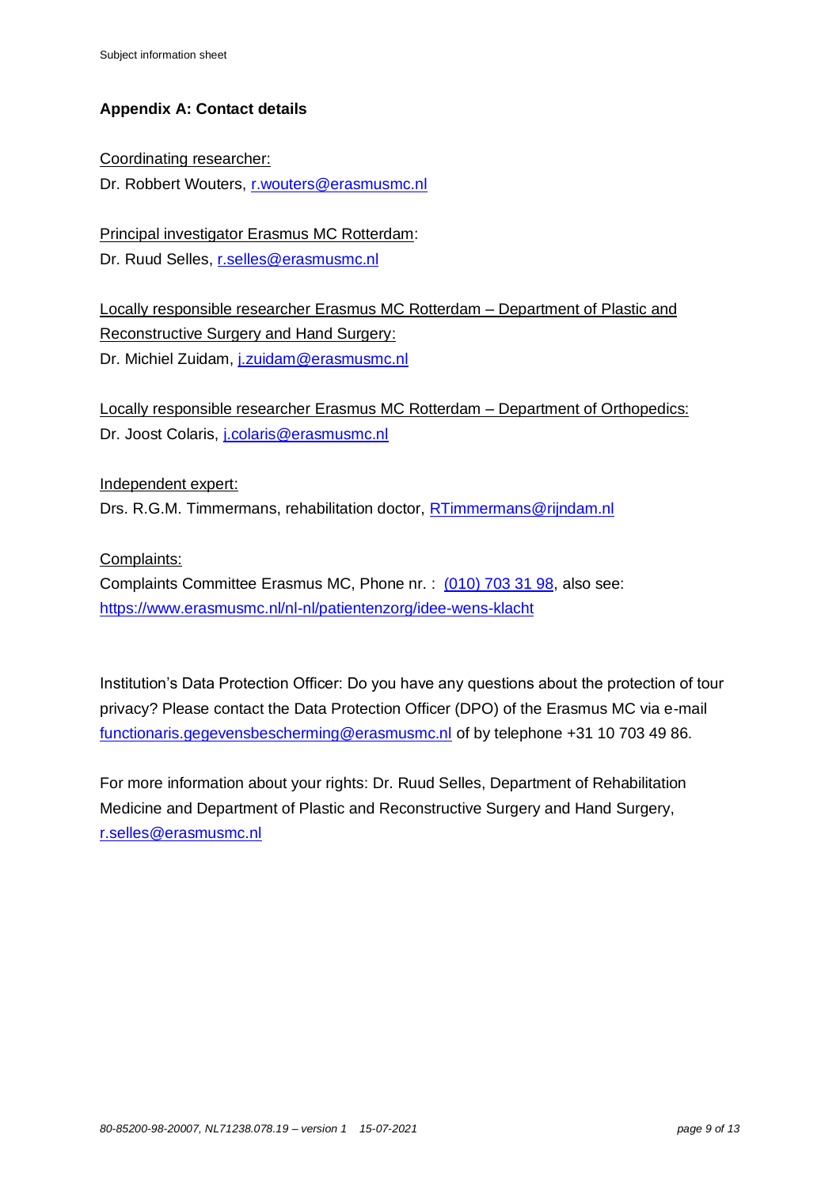## Appendix A: Contact details

Coordinating researcher:
Dr. Robbert Wouters, r.wouters@erasmusmc.nl

Principal investigator Erasmus MC Rotterdam:
Dr. Ruud Selles, r.selles@erasmusmc.nl

Locally responsible researcher Erasmus MC Rotterdam – Department of Plastic and Reconstructive Surgery and Hand Surgery:
Dr. Michiel Zuidam, j.zuidam@erasmusmc.nl

Locally responsible researcher Erasmus MC Rotterdam – Department of Orthopedics:
Dr. Joost Colaris, j.colaris@erasmusmc.nl

Independent expert:
Drs. R.G.M. Timmermans, rehabilitation doctor, RTimmermans@rijndam.nl

Complaints:
Complaints Committee Erasmus MC, Phone nr. : (010) 703 31 98, also see: https://www.erasmusmc.nl/nl-nl/patientenzorg/idee-wens-klacht

Institution's Data Protection Officer: Do you have any questions about the protection of tour privacy? Please contact the Data Protection Officer (DPO) of the Erasmus MC via e-mail functionaris.gegevensbescherming@erasmusmc.nl of by telephone +31 10 703 49 86.

For more information about your rights: Dr. Ruud Selles, Department of Rehabilitation Medicine and Department of Plastic and Reconstructive Surgery and Hand Surgery, r.selles@erasmusmc.nl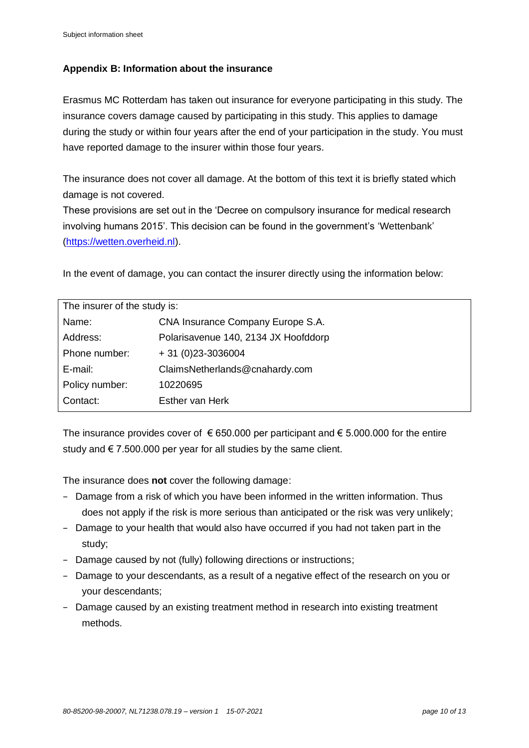## Appendix B: Information about the insurance

Erasmus MC Rotterdam has taken out insurance for everyone participating in this study. The insurance covers damage caused by participating in this study. This applies to damage during the study or within four years after the end of your participation in the study. You must have reported damage to the insurer within those four years.

The insurance does not cover all damage. At the bottom of this text it is briefly stated which damage is not covered.
These provisions are set out in the 'Decree on compulsory insurance for medical research involving humans 2015'. This decision can be found in the government's 'Wettenbank' (https://wetten.overheid.nl).

In the event of damage, you can contact the insurer directly using the information below:

| The insurer of the study is: | |
|---|---|
| Name: | CNA Insurance Company Europe S.A. |
| Address: | Polarisavenue 140, 2134 JX Hoofddorp |
| Phone number: | + 31 (0)23-3036004 |
| E-mail: | ClaimsNetherlands@cnahardy.com |
| Policy number: | 10220695 |
| Contact: | Esther van Herk |

The insurance provides cover of € 650.000 per participant and € 5.000.000 for the entire study and € 7.500.000 per year for all studies by the same client.

The insurance does **not** cover the following damage:

- Damage from a risk of which you have been informed in the written information. Thus does not apply if the risk is more serious than anticipated or the risk was very unlikely;
- Damage to your health that would also have occurred if you had not taken part in the study;
- Damage caused by not (fully) following directions or instructions;
- Damage to your descendants, as a result of a negative effect of the research on you or your descendants;
- Damage caused by an existing treatment method in research into existing treatment methods.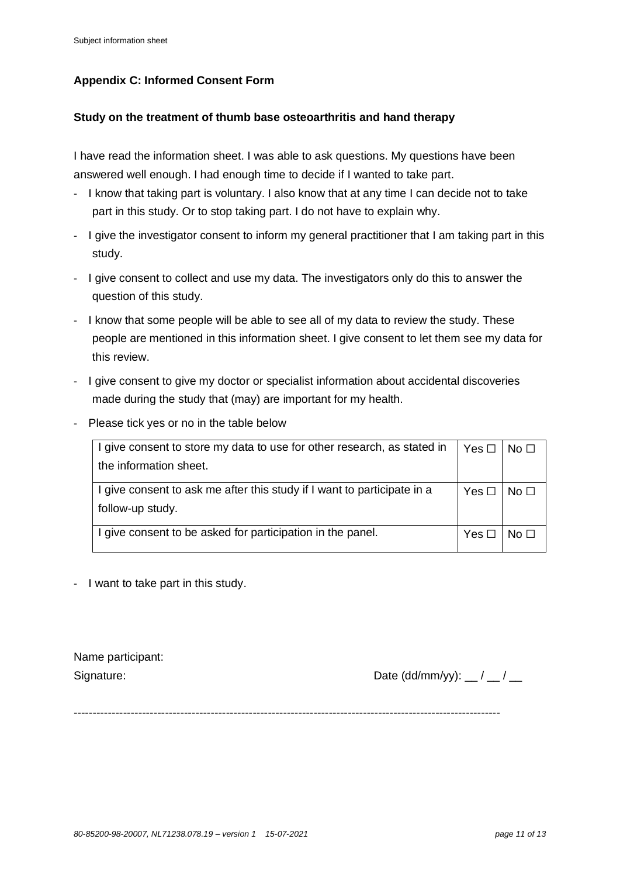## Appendix C: Informed Consent Form

### Study on the treatment of thumb base osteoarthritis and hand therapy

I have read the information sheet. I was able to ask questions. My questions have been answered well enough. I had enough time to decide if I wanted to take part.

- I know that taking part is voluntary. I also know that at any time I can decide not to take part in this study. Or to stop taking part. I do not have to explain why.
- I give the investigator consent to inform my general practitioner that I am taking part in this study.
- I give consent to collect and use my data. The investigators only do this to answer the question of this study.
- I know that some people will be able to see all of my data to review the study. These people are mentioned in this information sheet. I give consent to let them see my data for this review.
- I give consent to give my doctor or specialist information about accidental discoveries made during the study that (may) are important for my health.
- Please tick yes or no in the table below

| | | |
|---|---|---|
| I give consent to store my data to use for other research, as stated in the information sheet. | Yes ☐ | No ☐ |
| I give consent to ask me after this study if I want to participate in a follow-up study. | Yes ☐ | No ☐ |
| I give consent to be asked for participation in the panel. | Yes ☐ | No ☐ |

- I want to take part in this study.

Name participant:

Signature: Date (dd/mm/yy): __ / __ / __

---

*80-85200-98-20007, NL71238.078.19 – version 1 15-07-2021*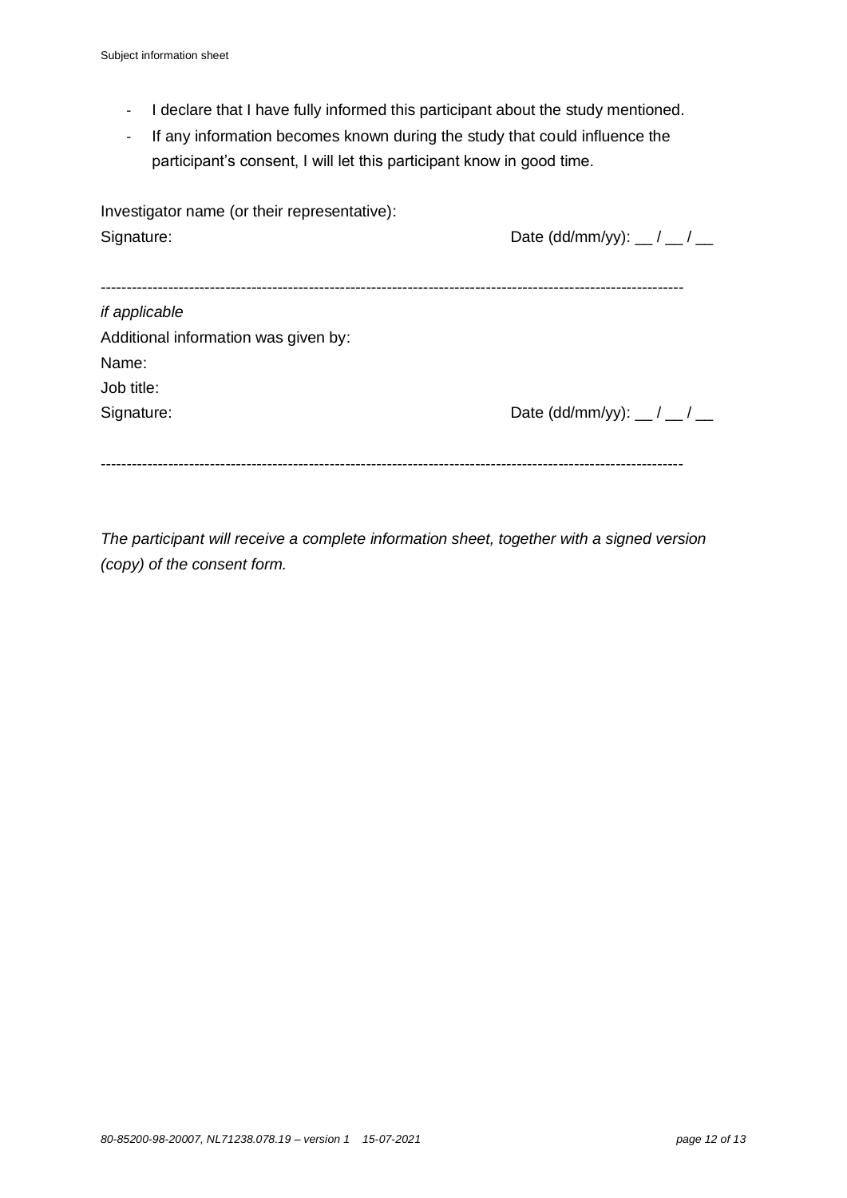- I declare that I have fully informed this participant about the study mentioned.
- If any information becomes known during the study that could influence the participant's consent, I will let this participant know in good time.

Investigator name (or their representative):

Signature: Date (dd/mm/yy): __ / __ / __

---

*if applicable*

Additional information was given by:

Name:

Job title:

Signature: Date (dd/mm/yy): __ / __ / __

---

*The participant will receive a complete information sheet, together with a signed version (copy) of the consent form.*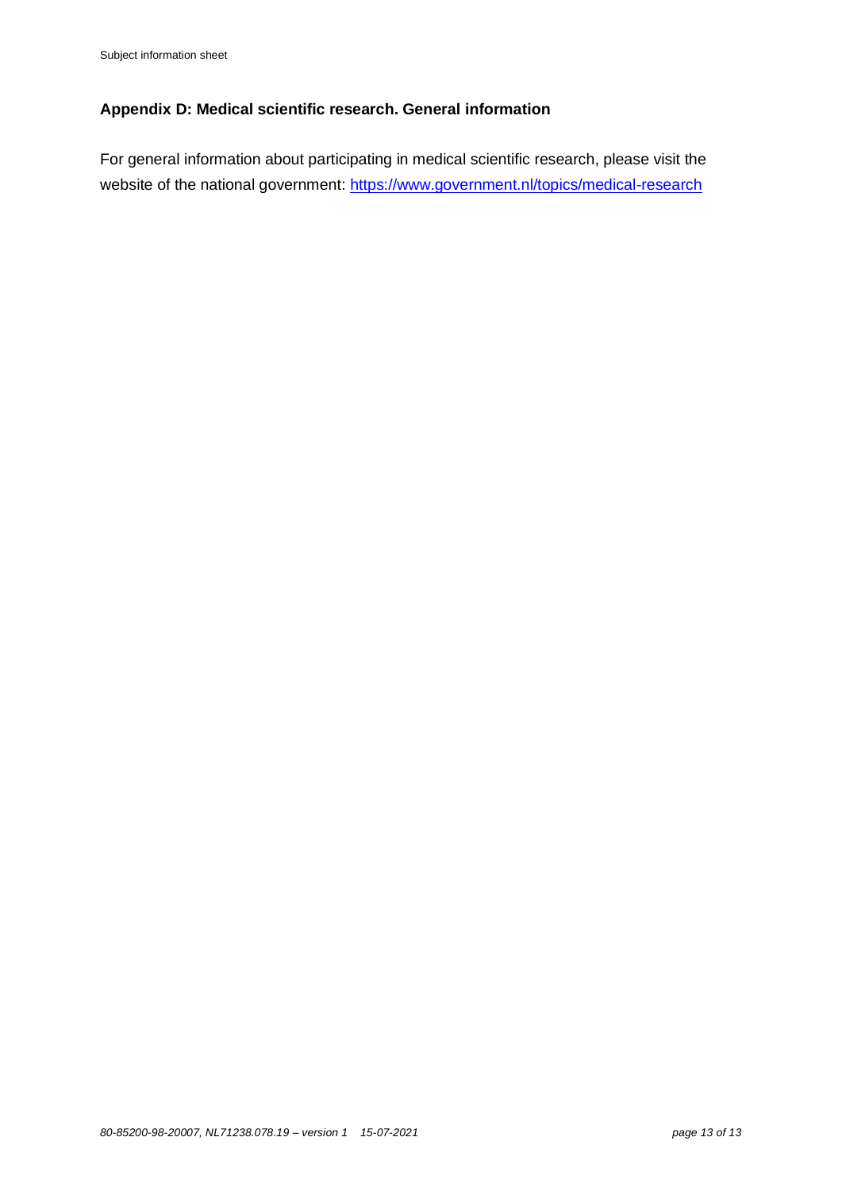## Appendix D: Medical scientific research. General information

For general information about participating in medical scientific research, please visit the website of the national government: https://www.government.nl/topics/medical-research